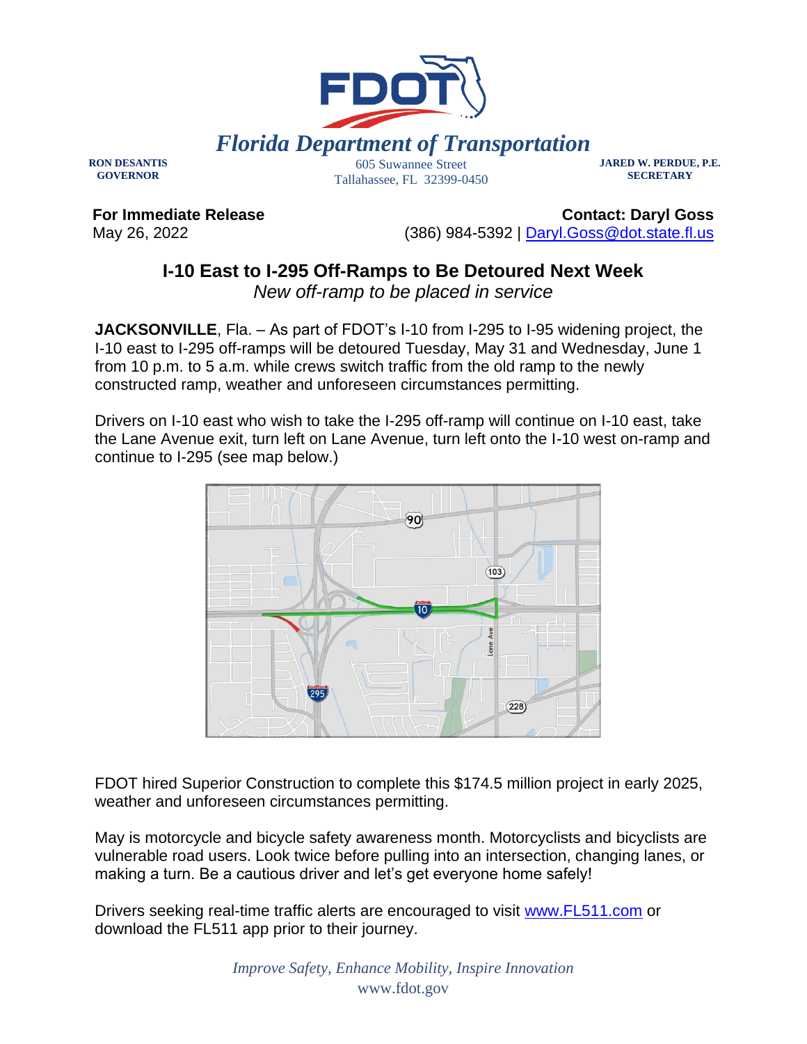# Florida Department of Transportation

**RON DESANTIS**
**GOVERNOR**

605 Suwannee Street
Tallahassee, FL 32399-0450

**JARED W. PERDUE, P.E.**
**SECRETARY**

**For Immediate Release**
May 26, 2022

**Contact: Daryl Goss**
(386) 984-5392 | Daryl.Goss@dot.state.fl.us

## I-10 East to I-295 Off-Ramps to Be Detoured Next Week

*New off-ramp to be placed in service*

**JACKSONVILLE**, Fla. – As part of FDOT's I-10 from I-295 to I-95 widening project, the I-10 east to I-295 off-ramps will be detoured Tuesday, May 31 and Wednesday, June 1 from 10 p.m. to 5 a.m. while crews switch traffic from the old ramp to the newly constructed ramp, weather and unforeseen circumstances permitting.

Drivers on I-10 east who wish to take the I-295 off-ramp will continue on I-10 east, take the Lane Avenue exit, turn left on Lane Avenue, turn left onto the I-10 west on-ramp and continue to I-295 (see map below.)

FDOT hired Superior Construction to complete this $174.5 million project in early 2025, weather and unforeseen circumstances permitting.

May is motorcycle and bicycle safety awareness month. Motorcyclists and bicyclists are vulnerable road users. Look twice before pulling into an intersection, changing lanes, or making a turn. Be a cautious driver and let's get everyone home safely!

Drivers seeking real-time traffic alerts are encouraged to visit www.FL511.com or download the FL511 app prior to their journey.

*Improve Safety, Enhance Mobility, Inspire Innovation*
www.fdot.gov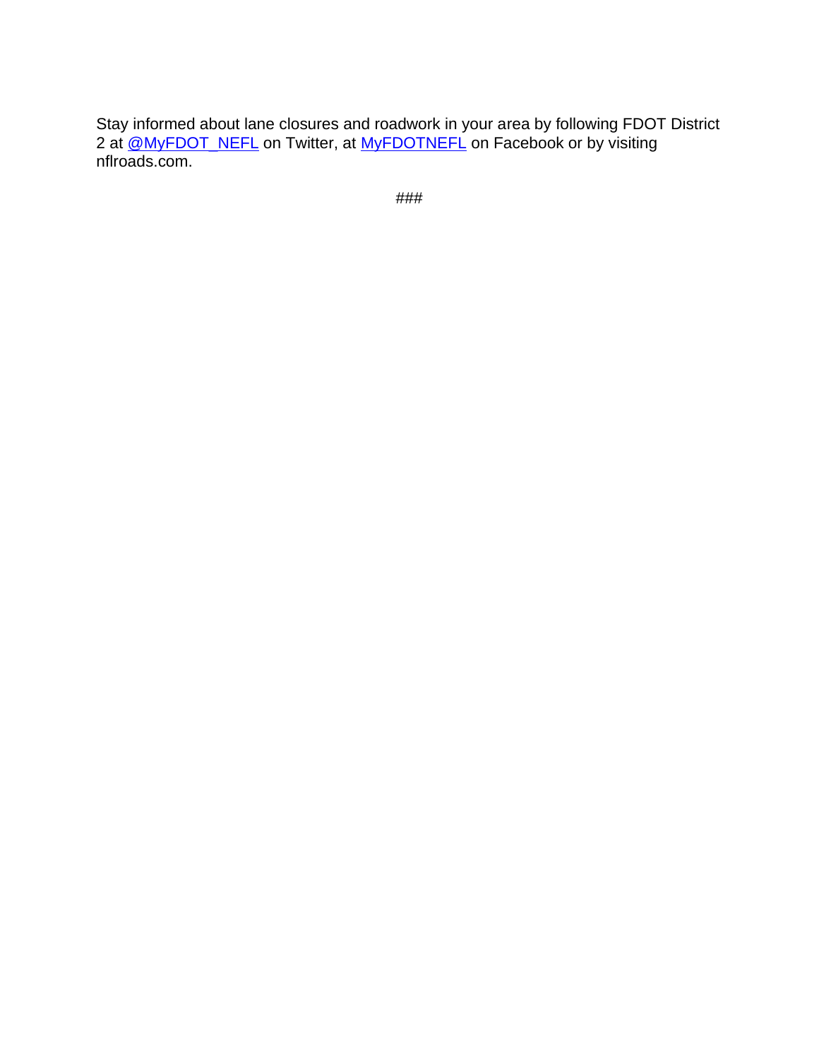Stay informed about lane closures and roadwork in your area by following FDOT District 2 at @MyFDOT_NEFL on Twitter, at MyFDOTNEFL on Facebook or by visiting nflroads.com.

###